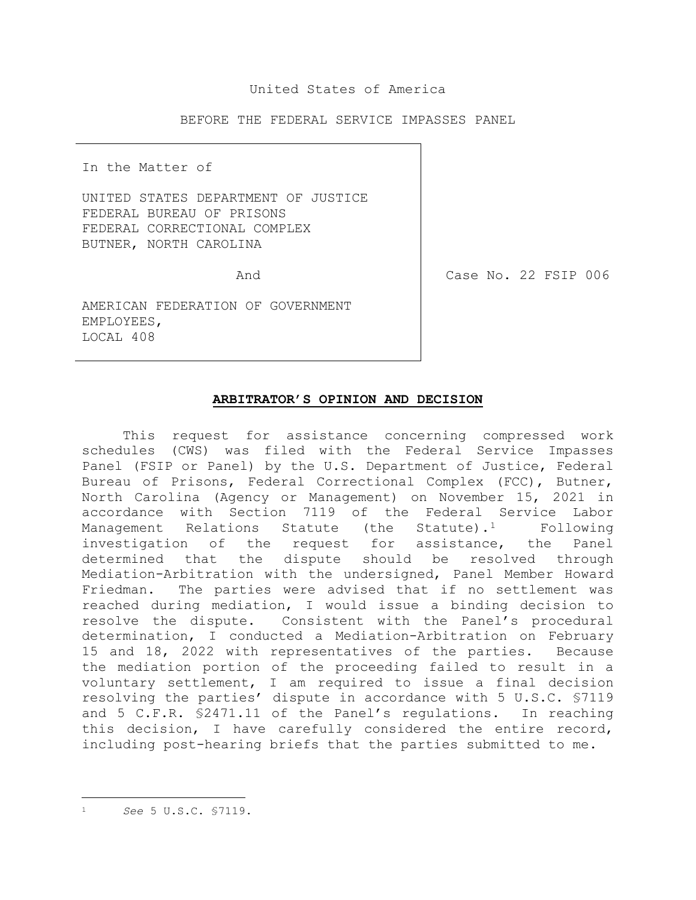United States of America

BEFORE THE FEDERAL SERVICE IMPASSES PANEL

| In the Matter of<br><br>UNITED STATES DEPARTMENT OF JUSTICE<br>FEDERAL BUREAU OF PRISONS<br>FEDERAL CORRECTIONAL COMPLEX<br>BUTNER, NORTH CAROLINA<br><br>And<br><br>AMERICAN FEDERATION OF GOVERNMENT EMPLOYEES,<br>LOCAL 408 | Case No. 22 FSIP 006 |
|---|---|

## ARBITRATOR'S OPINION AND DECISION

This request for assistance concerning compressed work schedules (CWS) was filed with the Federal Service Impasses Panel (FSIP or Panel) by the U.S. Department of Justice, Federal Bureau of Prisons, Federal Correctional Complex (FCC), Butner, North Carolina (Agency or Management) on November 15, 2021 in accordance with Section 7119 of the Federal Service Labor Management Relations Statute (the Statute).[1] Following investigation of the request for assistance, the Panel determined that the dispute should be resolved through Mediation-Arbitration with the undersigned, Panel Member Howard Friedman. The parties were advised that if no settlement was reached during mediation, I would issue a binding decision to resolve the dispute. Consistent with the Panel's procedural determination, I conducted a Mediation-Arbitration on February 15 and 18, 2022 with representatives of the parties. Because the mediation portion of the proceeding failed to result in a voluntary settlement, I am required to issue a final decision resolving the parties' dispute in accordance with 5 U.S.C. §7119 and 5 C.F.R. §2471.11 of the Panel's regulations. In reaching this decision, I have carefully considered the entire record, including post-hearing briefs that the parties submitted to me.

---

[1] *See* 5 U.S.C. §7119.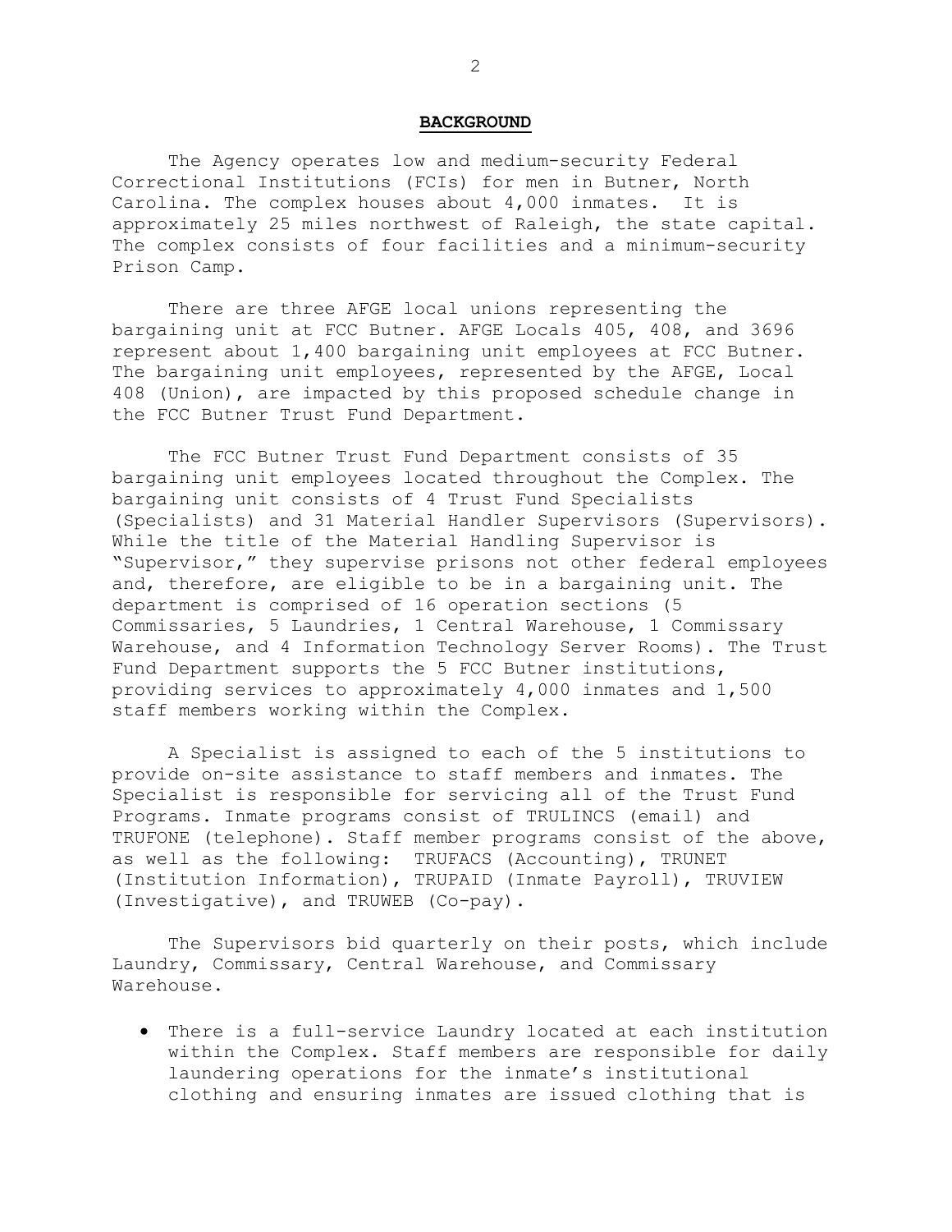## BACKGROUND

The Agency operates low and medium-security Federal Correctional Institutions (FCIs) for men in Butner, North Carolina. The complex houses about 4,000 inmates. It is approximately 25 miles northwest of Raleigh, the state capital. The complex consists of four facilities and a minimum-security Prison Camp.

There are three AFGE local unions representing the bargaining unit at FCC Butner. AFGE Locals 405, 408, and 3696 represent about 1,400 bargaining unit employees at FCC Butner. The bargaining unit employees, represented by the AFGE, Local 408 (Union), are impacted by this proposed schedule change in the FCC Butner Trust Fund Department.

The FCC Butner Trust Fund Department consists of 35 bargaining unit employees located throughout the Complex. The bargaining unit consists of 4 Trust Fund Specialists (Specialists) and 31 Material Handler Supervisors (Supervisors). While the title of the Material Handling Supervisor is "Supervisor," they supervise prisons not other federal employees and, therefore, are eligible to be in a bargaining unit. The department is comprised of 16 operation sections (5 Commissaries, 5 Laundries, 1 Central Warehouse, 1 Commissary Warehouse, and 4 Information Technology Server Rooms). The Trust Fund Department supports the 5 FCC Butner institutions, providing services to approximately 4,000 inmates and 1,500 staff members working within the Complex.

A Specialist is assigned to each of the 5 institutions to provide on-site assistance to staff members and inmates. The Specialist is responsible for servicing all of the Trust Fund Programs. Inmate programs consist of TRULINCS (email) and TRUFONE (telephone). Staff member programs consist of the above, as well as the following: TRUFACS (Accounting), TRUNET (Institution Information), TRUPAID (Inmate Payroll), TRUVIEW (Investigative), and TRUWEB (Co-pay).

The Supervisors bid quarterly on their posts, which include Laundry, Commissary, Central Warehouse, and Commissary Warehouse.

- There is a full-service Laundry located at each institution within the Complex. Staff members are responsible for daily laundering operations for the inmate's institutional clothing and ensuring inmates are issued clothing that is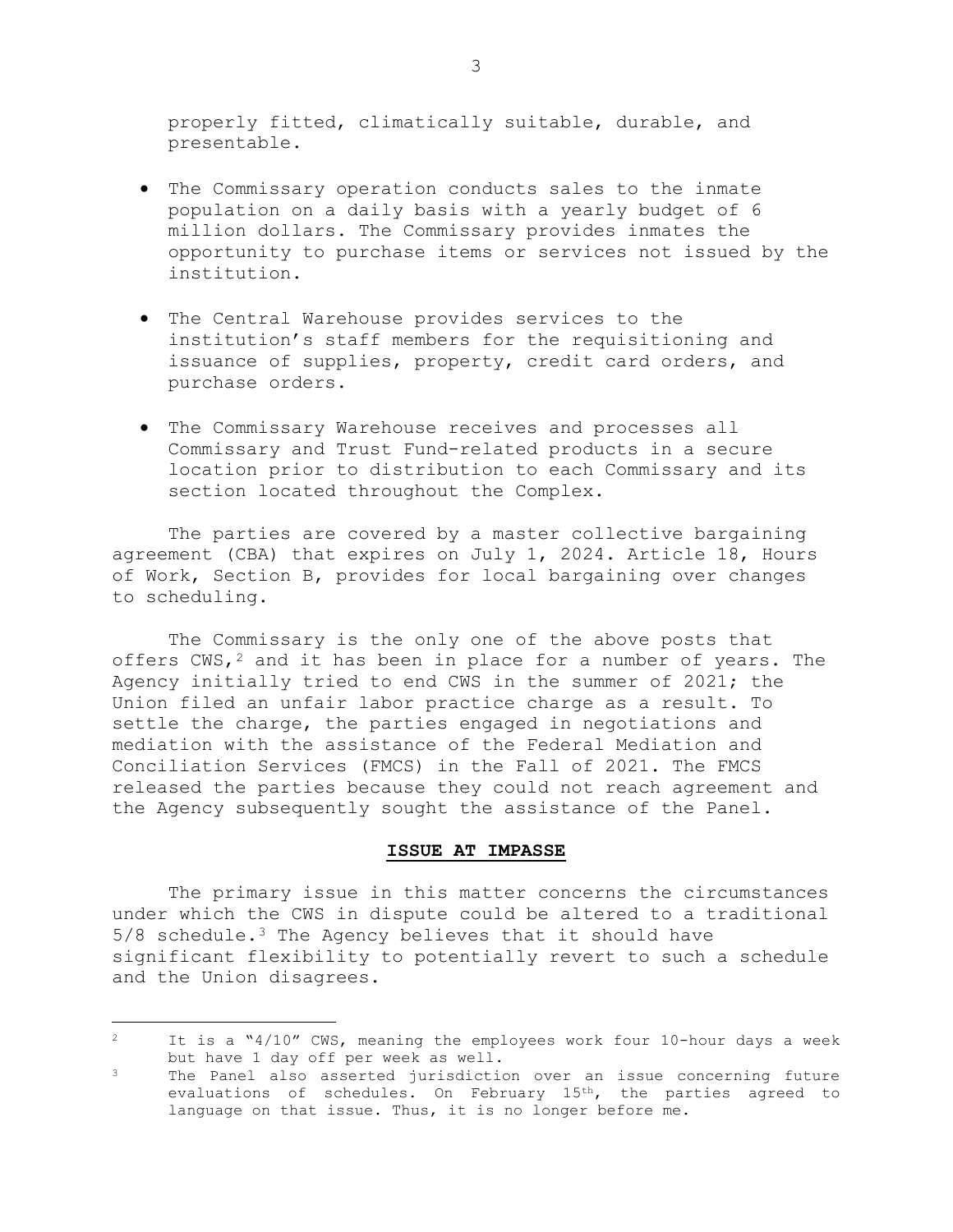properly fitted, climatically suitable, durable, and presentable.

- The Commissary operation conducts sales to the inmate population on a daily basis with a yearly budget of 6 million dollars. The Commissary provides inmates the opportunity to purchase items or services not issued by the institution.

- The Central Warehouse provides services to the institution's staff members for the requisitioning and issuance of supplies, property, credit card orders, and purchase orders.

- The Commissary Warehouse receives and processes all Commissary and Trust Fund-related products in a secure location prior to distribution to each Commissary and its section located throughout the Complex.

The parties are covered by a master collective bargaining agreement (CBA) that expires on July 1, 2024. Article 18, Hours of Work, Section B, provides for local bargaining over changes to scheduling.

The Commissary is the only one of the above posts that offers CWS,[2] and it has been in place for a number of years. The Agency initially tried to end CWS in the summer of 2021; the Union filed an unfair labor practice charge as a result. To settle the charge, the parties engaged in negotiations and mediation with the assistance of the Federal Mediation and Conciliation Services (FMCS) in the Fall of 2021. The FMCS released the parties because they could not reach agreement and the Agency subsequently sought the assistance of the Panel.

## ISSUE AT IMPASSE

The primary issue in this matter concerns the circumstances under which the CWS in dispute could be altered to a traditional 5/8 schedule.[3] The Agency believes that it should have significant flexibility to potentially revert to such a schedule and the Union disagrees.

---

[2] It is a "4/10" CWS, meaning the employees work four 10-hour days a week but have 1 day off per week as well.

[3] The Panel also asserted jurisdiction over an issue concerning future evaluations of schedules. On February 15th, the parties agreed to language on that issue. Thus, it is no longer before me.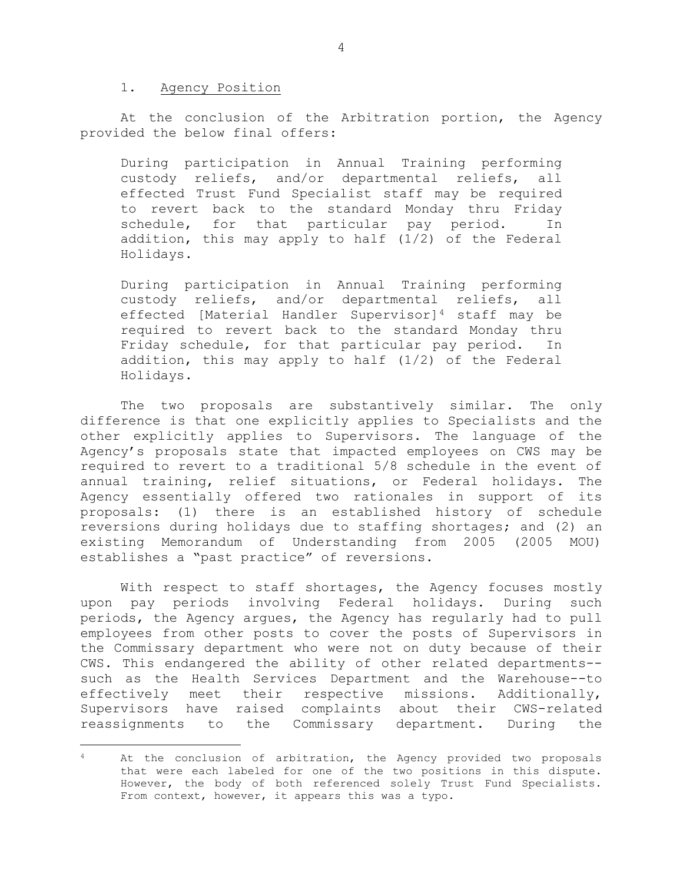1. Agency Position

At the conclusion of the Arbitration portion, the Agency provided the below final offers:

> During participation in Annual Training performing custody reliefs, and/or departmental reliefs, all effected Trust Fund Specialist staff may be required to revert back to the standard Monday thru Friday schedule, for that particular pay period. In addition, this may apply to half (1/2) of the Federal Holidays.
>
> During participation in Annual Training performing custody reliefs, and/or departmental reliefs, all effected [Material Handler Supervisor][4] staff may be required to revert back to the standard Monday thru Friday schedule, for that particular pay period. In addition, this may apply to half (1/2) of the Federal Holidays.

The two proposals are substantively similar. The only difference is that one explicitly applies to Specialists and the other explicitly applies to Supervisors. The language of the Agency's proposals state that impacted employees on CWS may be required to revert to a traditional 5/8 schedule in the event of annual training, relief situations, or Federal holidays. The Agency essentially offered two rationales in support of its proposals: (1) there is an established history of schedule reversions during holidays due to staffing shortages; and (2) an existing Memorandum of Understanding from 2005 (2005 MOU) establishes a "past practice" of reversions.

With respect to staff shortages, the Agency focuses mostly upon pay periods involving Federal holidays. During such periods, the Agency argues, the Agency has regularly had to pull employees from other posts to cover the posts of Supervisors in the Commissary department who were not on duty because of their CWS. This endangered the ability of other related departments--such as the Health Services Department and the Warehouse--to effectively meet their respective missions. Additionally, Supervisors have raised complaints about their CWS-related reassignments to the Commissary department. During the

---

[4] At the conclusion of arbitration, the Agency provided two proposals that were each labeled for one of the two positions in this dispute. However, the body of both referenced solely Trust Fund Specialists. From context, however, it appears this was a typo.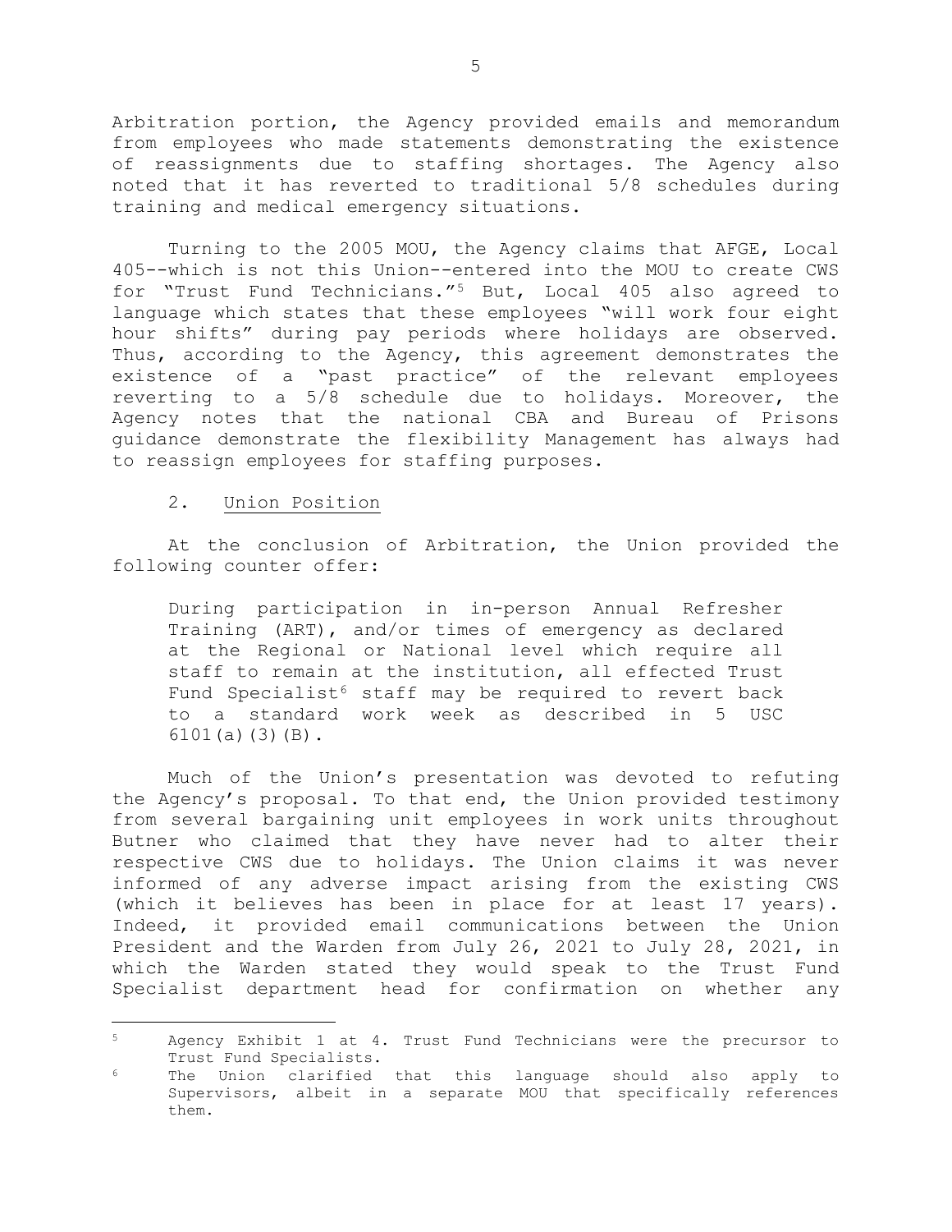Arbitration portion, the Agency provided emails and memorandum from employees who made statements demonstrating the existence of reassignments due to staffing shortages. The Agency also noted that it has reverted to traditional 5/8 schedules during training and medical emergency situations.

Turning to the 2005 MOU, the Agency claims that AFGE, Local 405--which is not this Union--entered into the MOU to create CWS for "Trust Fund Technicians."[5] But, Local 405 also agreed to language which states that these employees "will work four eight hour shifts" during pay periods where holidays are observed. Thus, according to the Agency, this agreement demonstrates the existence of a "past practice" of the relevant employees reverting to a 5/8 schedule due to holidays. Moreover, the Agency notes that the national CBA and Bureau of Prisons guidance demonstrate the flexibility Management has always had to reassign employees for staffing purposes.

2. Union Position

At the conclusion of Arbitration, the Union provided the following counter offer:

> During participation in in-person Annual Refresher Training (ART), and/or times of emergency as declared at the Regional or National level which require all staff to remain at the institution, all effected Trust Fund Specialist[6] staff may be required to revert back to a standard work week as described in 5 USC 6101(a)(3)(B).

Much of the Union's presentation was devoted to refuting the Agency's proposal. To that end, the Union provided testimony from several bargaining unit employees in work units throughout Butner who claimed that they have never had to alter their respective CWS due to holidays. The Union claims it was never informed of any adverse impact arising from the existing CWS (which it believes has been in place for at least 17 years). Indeed, it provided email communications between the Union President and the Warden from July 26, 2021 to July 28, 2021, in which the Warden stated they would speak to the Trust Fund Specialist department head for confirmation on whether any

---

[5] Agency Exhibit 1 at 4. Trust Fund Technicians were the precursor to Trust Fund Specialists.

[6] The Union clarified that this language should also apply to Supervisors, albeit in a separate MOU that specifically references them.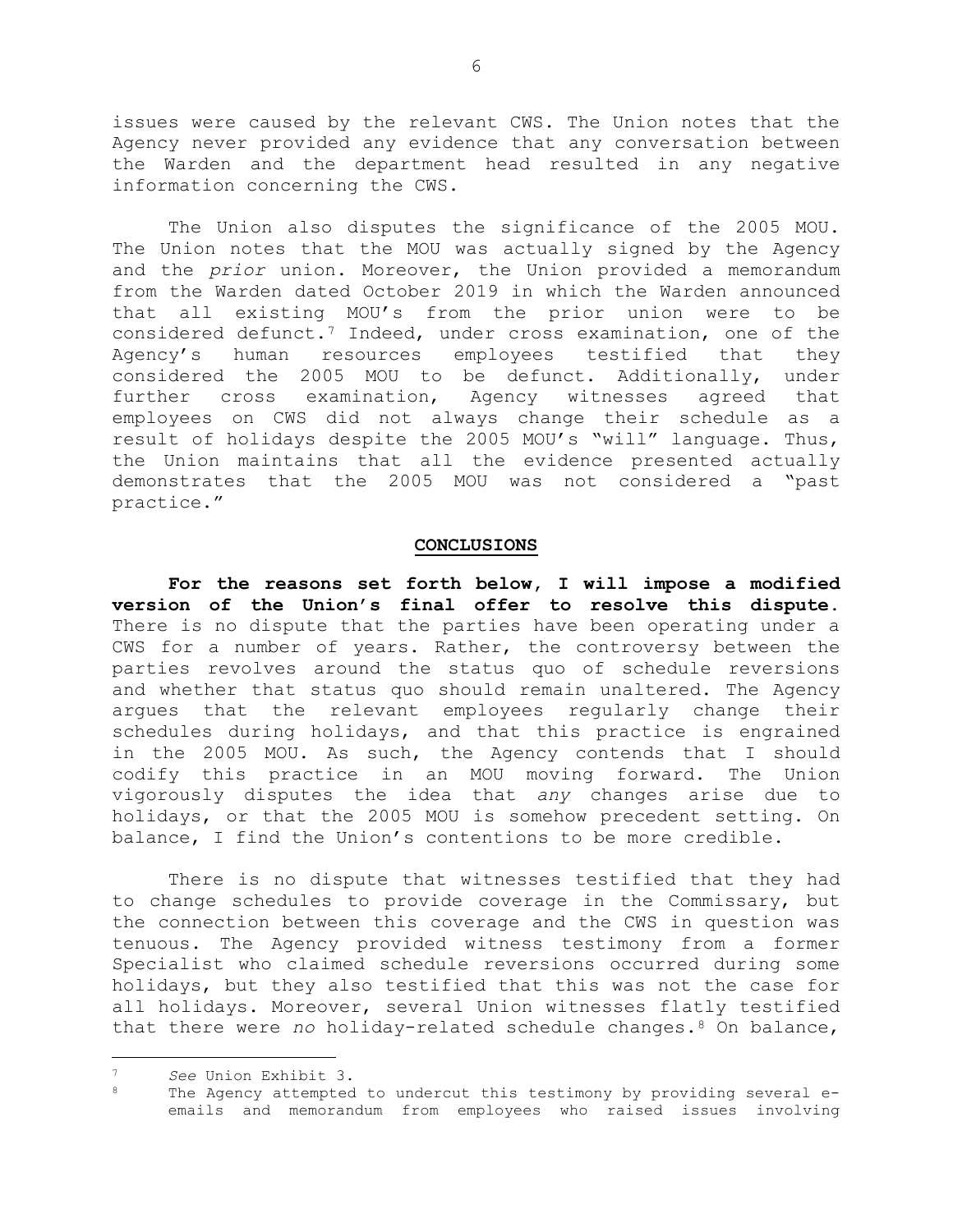issues were caused by the relevant CWS. The Union notes that the Agency never provided any evidence that any conversation between the Warden and the department head resulted in any negative information concerning the CWS.

The Union also disputes the significance of the 2005 MOU. The Union notes that the MOU was actually signed by the Agency and the *prior* union. Moreover, the Union provided a memorandum from the Warden dated October 2019 in which the Warden announced that all existing MOU's from the prior union were to be considered defunct.[7] Indeed, under cross examination, one of the Agency's human resources employees testified that they considered the 2005 MOU to be defunct. Additionally, under further cross examination, Agency witnesses agreed that employees on CWS did not always change their schedule as a result of holidays despite the 2005 MOU's "will" language. Thus, the Union maintains that all the evidence presented actually demonstrates that the 2005 MOU was not considered a "past practice."

## CONCLUSIONS

**For the reasons set forth below, I will impose a modified version of the Union's final offer to resolve this dispute.** There is no dispute that the parties have been operating under a CWS for a number of years. Rather, the controversy between the parties revolves around the status quo of schedule reversions and whether that status quo should remain unaltered. The Agency argues that the relevant employees regularly change their schedules during holidays, and that this practice is engrained in the 2005 MOU. As such, the Agency contends that I should codify this practice in an MOU moving forward. The Union vigorously disputes the idea that *any* changes arise due to holidays, or that the 2005 MOU is somehow precedent setting. On balance, I find the Union's contentions to be more credible.

There is no dispute that witnesses testified that they had to change schedules to provide coverage in the Commissary, but the connection between this coverage and the CWS in question was tenuous. The Agency provided witness testimony from a former Specialist who claimed schedule reversions occurred during some holidays, but they also testified that this was not the case for all holidays. Moreover, several Union witnesses flatly testified that there were *no* holiday-related schedule changes.[8] On balance,

---

[7] *See* Union Exhibit 3.

[8] The Agency attempted to undercut this testimony by providing several e-emails and memorandum from employees who raised issues involving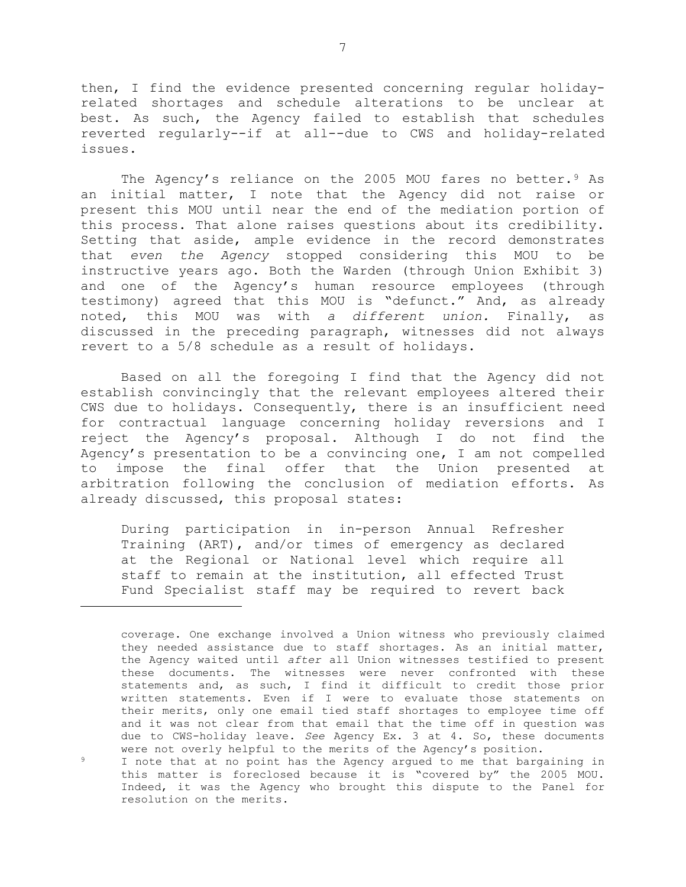then, I find the evidence presented concerning regular holiday-related shortages and schedule alterations to be unclear at best. As such, the Agency failed to establish that schedules reverted regularly--if at all--due to CWS and holiday-related issues.

The Agency's reliance on the 2005 MOU fares no better.[9] As an initial matter, I note that the Agency did not raise or present this MOU until near the end of the mediation portion of this process. That alone raises questions about its credibility. Setting that aside, ample evidence in the record demonstrates that *even the Agency* stopped considering this MOU to be instructive years ago. Both the Warden (through Union Exhibit 3) and one of the Agency's human resource employees (through testimony) agreed that this MOU is "defunct." And, as already noted, this MOU was with *a different union.* Finally, as discussed in the preceding paragraph, witnesses did not always revert to a 5/8 schedule as a result of holidays.

Based on all the foregoing I find that the Agency did not establish convincingly that the relevant employees altered their CWS due to holidays. Consequently, there is an insufficient need for contractual language concerning holiday reversions and I reject the Agency's proposal. Although I do not find the Agency's presentation to be a convincing one, I am not compelled to impose the final offer that the Union presented at arbitration following the conclusion of mediation efforts. As already discussed, this proposal states:

> During participation in in-person Annual Refresher Training (ART), and/or times of emergency as declared at the Regional or National level which require all staff to remain at the institution, all effected Trust Fund Specialist staff may be required to revert back

coverage. One exchange involved a Union witness who previously claimed they needed assistance due to staff shortages. As an initial matter, the Agency waited until *after* all Union witnesses testified to present these documents. The witnesses were never confronted with these statements and, as such, I find it difficult to credit those prior written statements. Even if I were to evaluate those statements on their merits, only one email tied staff shortages to employee time off and it was not clear from that email that the time off in question was due to CWS-holiday leave. *See* Agency Ex. 3 at 4. So, these documents were not overly helpful to the merits of the Agency's position.

[9] I note that at no point has the Agency argued to me that bargaining in this matter is foreclosed because it is "covered by" the 2005 MOU. Indeed, it was the Agency who brought this dispute to the Panel for resolution on the merits.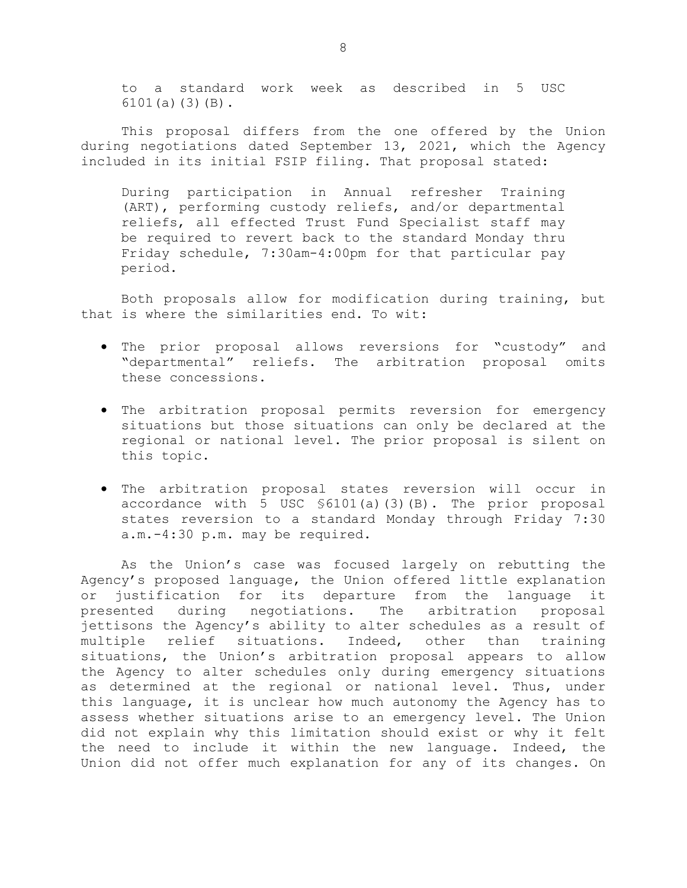> to a standard work week as described in 5 USC 6101(a)(3)(B).

This proposal differs from the one offered by the Union during negotiations dated September 13, 2021, which the Agency included in its initial FSIP filing. That proposal stated:

> During participation in Annual refresher Training (ART), performing custody reliefs, and/or departmental reliefs, all effected Trust Fund Specialist staff may be required to revert back to the standard Monday thru Friday schedule, 7:30am-4:00pm for that particular pay period.

Both proposals allow for modification during training, but that is where the similarities end. To wit:

- The prior proposal allows reversions for "custody" and "departmental" reliefs. The arbitration proposal omits these concessions.
- The arbitration proposal permits reversion for emergency situations but those situations can only be declared at the regional or national level. The prior proposal is silent on this topic.
- The arbitration proposal states reversion will occur in accordance with 5 USC §6101(a)(3)(B). The prior proposal states reversion to a standard Monday through Friday 7:30 a.m.-4:30 p.m. may be required.

As the Union's case was focused largely on rebutting the Agency's proposed language, the Union offered little explanation or justification for its departure from the language it presented during negotiations. The arbitration proposal jettisons the Agency's ability to alter schedules as a result of multiple relief situations. Indeed, other than training situations, the Union's arbitration proposal appears to allow the Agency to alter schedules only during emergency situations as determined at the regional or national level. Thus, under this language, it is unclear how much autonomy the Agency has to assess whether situations arise to an emergency level. The Union did not explain why this limitation should exist or why it felt the need to include it within the new language. Indeed, the Union did not offer much explanation for any of its changes. On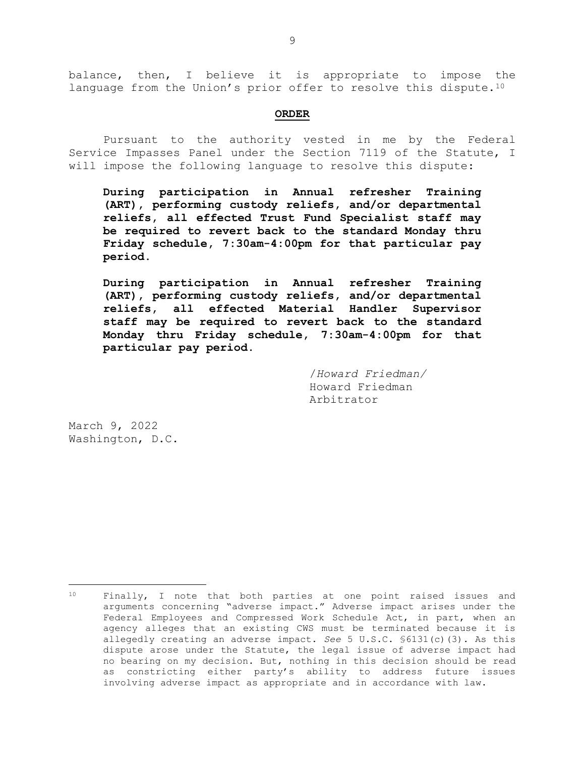balance, then, I believe it is appropriate to impose the language from the Union's prior offer to resolve this dispute.[10]

## ORDER

Pursuant to the authority vested in me by the Federal Service Impasses Panel under the Section 7119 of the Statute, I will impose the following language to resolve this dispute:

> **During participation in Annual refresher Training (ART), performing custody reliefs, and/or departmental reliefs, all effected Trust Fund Specialist staff may be required to revert back to the standard Monday thru Friday schedule, 7:30am-4:00pm for that particular pay period.**
>
> **During participation in Annual refresher Training (ART), performing custody reliefs, and/or departmental reliefs, all effected Material Handler Supervisor staff may be required to revert back to the standard Monday thru Friday schedule, 7:30am-4:00pm for that particular pay period.**

*/Howard Friedman/*
Howard Friedman
Arbitrator

March 9, 2022
Washington, D.C.

---

[10] Finally, I note that both parties at one point raised issues and arguments concerning "adverse impact." Adverse impact arises under the Federal Employees and Compressed Work Schedule Act, in part, when an agency alleges that an existing CWS must be terminated because it is allegedly creating an adverse impact. *See* 5 U.S.C. §6131(c)(3). As this dispute arose under the Statute, the legal issue of adverse impact had no bearing on my decision. But, nothing in this decision should be read as constricting either party's ability to address future issues involving adverse impact as appropriate and in accordance with law.